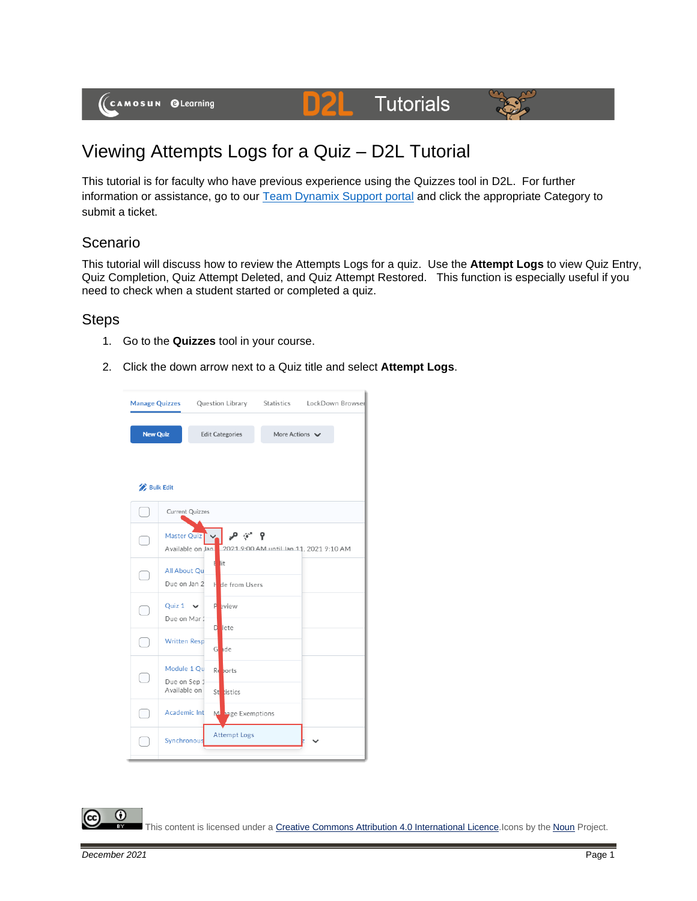# Viewing Attempts Logs for a Quiz – D2L Tutorial

This tutorial is for faculty who have previous experience using the Quizzes tool in D2L. For further information or assistance, go to our Team Dynamix Support portal and click the appropriate Category to submit a ticket.

## Scenario

This tutorial will discuss how to review the Attempts Logs for a quiz. Use the **Attempt Logs** to view Quiz Entry, Quiz Completion, Quiz Attempt Deleted, and Quiz Attempt Restored. This function is especially useful if you need to check when a student started or completed a quiz.

## Steps

1. Go to the **Quizzes** tool in your course.
2. Click the down arrow next to a Quiz title and select **Attempt Logs**.

This content is licensed under a Creative Commons Attribution 4.0 International Licence. Icons by the Noun Project.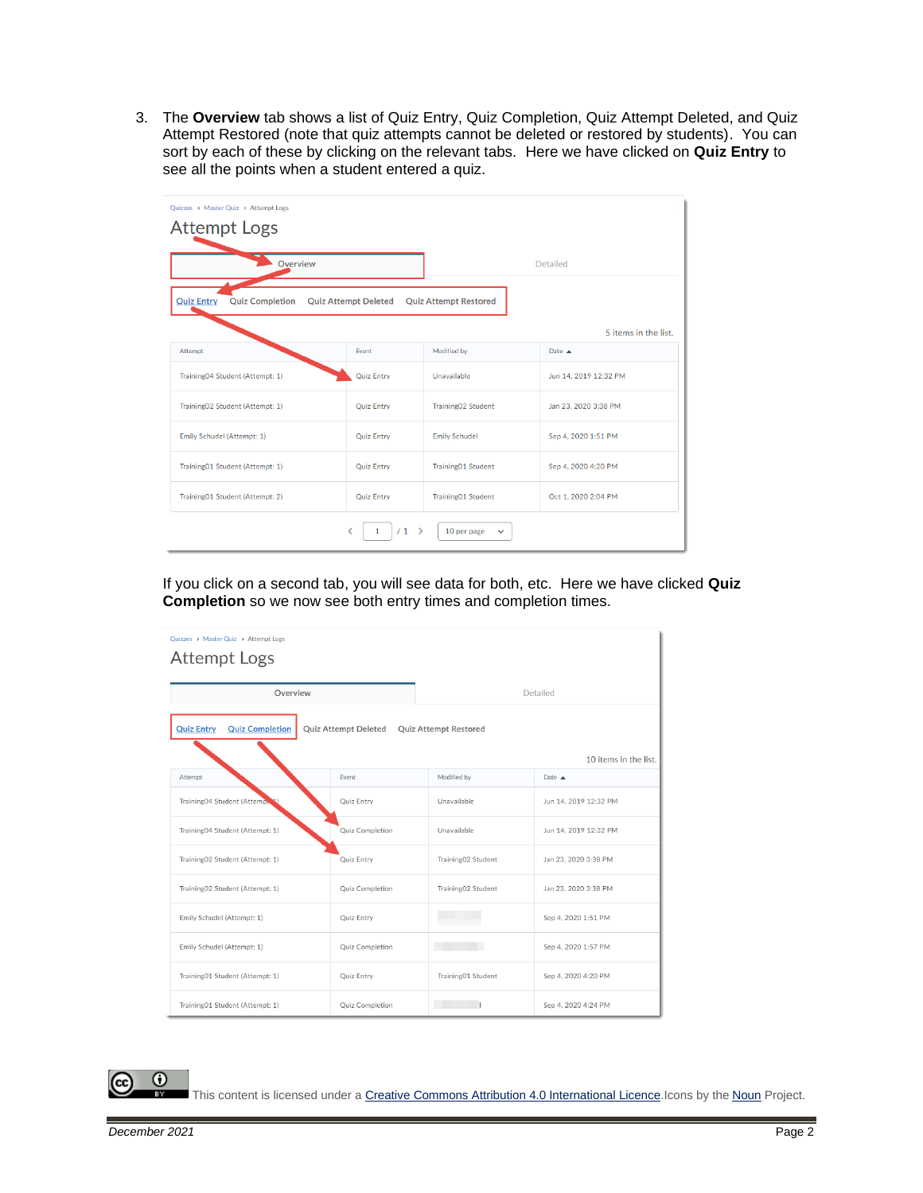3. The **Overview** tab shows a list of Quiz Entry, Quiz Completion, Quiz Attempt Deleted, and Quiz Attempt Restored (note that quiz attempts cannot be deleted or restored by students). You can sort by each of these by clicking on the relevant tabs. Here we have clicked on **Quiz Entry** to see all the points when a student entered a quiz.

Quizzes › Master Quiz › Attempt Logs

Attempt Logs

Overview | Detailed

Quiz Entry | Quiz Completion | Quiz Attempt Deleted | Quiz Attempt Restored

5 items in the list.

| Attempt | Event | Modified by | Date ▲ |
|---|---|---|---|
| Training04 Student (Attempt: 1) | Quiz Entry | Unavailable | Jun 14, 2019 12:32 PM |
| Training02 Student (Attempt: 1) | Quiz Entry | Training02 Student | Jan 23, 2020 3:38 PM |
| Emily Schudel (Attempt: 1) | Quiz Entry | Emily Schudel | Sep 4, 2020 1:51 PM |
| Training01 Student (Attempt: 1) | Quiz Entry | Training01 Student | Sep 4, 2020 4:20 PM |
| Training01 Student (Attempt: 2) | Quiz Entry | Training01 Student | Oct 1, 2020 2:04 PM |

1 / 1 | 10 per page

If you click on a second tab, you will see data for both, etc. Here we have clicked **Quiz Completion** so we now see both entry times and completion times.

Quizzes › Master Quiz › Attempt Logs

Attempt Logs

Overview | Detailed

Quiz Entry | Quiz Completion | Quiz Attempt Deleted | Quiz Attempt Restored

10 items in the list.

| Attempt | Event | Modified by | Date ▲ |
|---|---|---|---|
| Training04 Student (Attempt: 1) | Quiz Entry | Unavailable | Jun 14, 2019 12:32 PM |
| Training04 Student (Attempt: 1) | Quiz Completion | Unavailable | Jun 14, 2019 12:32 PM |
| Training02 Student (Attempt: 1) | Quiz Entry | Training02 Student | Jan 23, 2020 3:38 PM |
| Training02 Student (Attempt: 1) | Quiz Completion | Training02 Student | Jan 23, 2020 3:38 PM |
| Emily Schudel (Attempt: 1) | Quiz Entry | | Sep 4, 2020 1:51 PM |
| Emily Schudel (Attempt: 1) | Quiz Completion | | Sep 4, 2020 1:57 PM |
| Training01 Student (Attempt: 1) | Quiz Entry | Training01 Student | Sep 4, 2020 4:20 PM |
| Training01 Student (Attempt: 1) | Quiz Completion | | Sep 4, 2020 4:24 PM |

This content is licensed under a Creative Commons Attribution 4.0 International Licence. Icons by the Noun Project.

*December 2021*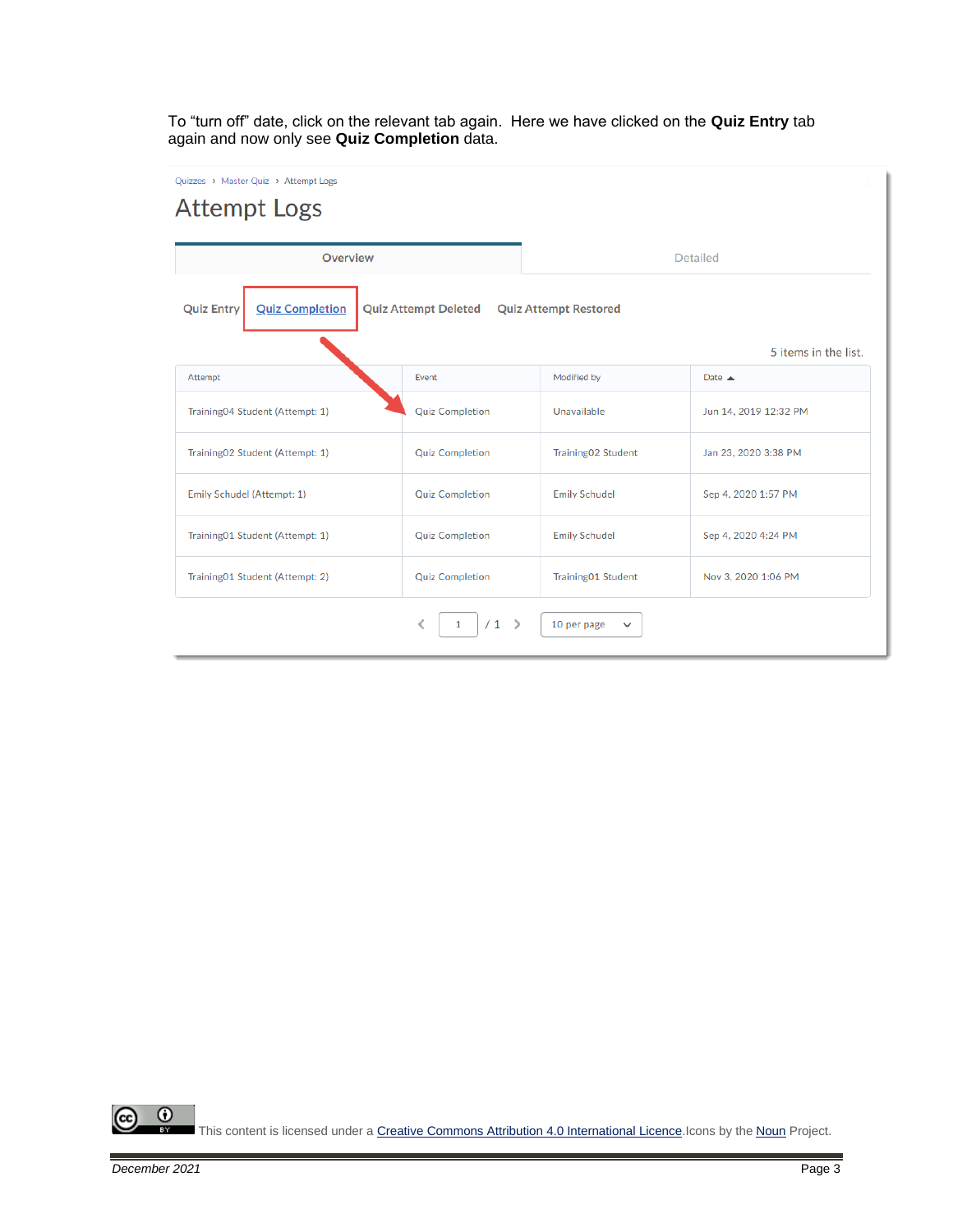To “turn off” date, click on the relevant tab again.  Here we have clicked on the **Quiz Entry** tab again and now only see **Quiz Completion** data.

Quizzes › Master Quiz › Attempt Logs

# Attempt Logs

Overview | Detailed

Quiz Entry | Quiz Completion | Quiz Attempt Deleted | Quiz Attempt Restored

5 items in the list.

| Attempt | Event | Modified by | Date ▲ |
|---|---|---|---|
| Training04 Student (Attempt: 1) | Quiz Completion | Unavailable | Jun 14, 2019 12:32 PM |
| Training02 Student (Attempt: 1) | Quiz Completion | Training02 Student | Jan 23, 2020 3:38 PM |
| Emily Schudel (Attempt: 1) | Quiz Completion | Emily Schudel | Sep 4, 2020 1:57 PM |
| Training01 Student (Attempt: 1) | Quiz Completion | Emily Schudel | Sep 4, 2020 4:24 PM |
| Training01 Student (Attempt: 2) | Quiz Completion | Training01 Student | Nov 3, 2020 1:06 PM |

1 / 1 | 10 per page

This content is licensed under a Creative Commons Attribution 4.0 International Licence.Icons by the Noun Project.

*December 2021*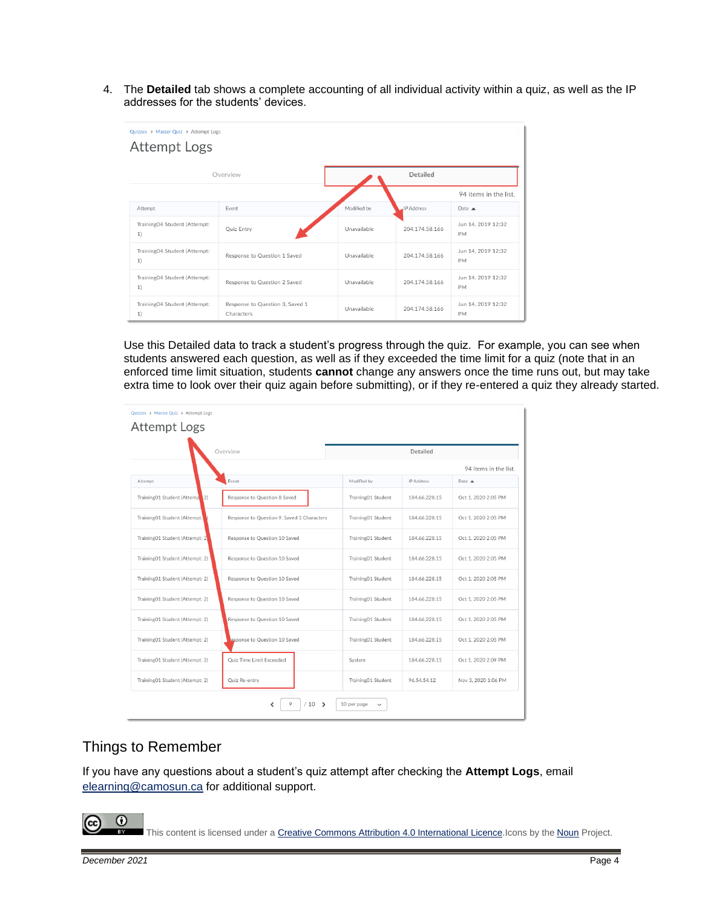4. The **Detailed** tab shows a complete accounting of all individual activity within a quiz, as well as the IP addresses for the students' devices.

Quizzes › Master Quiz › Attempt Logs

Attempt Logs

Overview | Detailed

94 items in the list.

| Attempt | Event | Modified by | IP Address | Date ▲ |
|---|---|---|---|---|
| Training04 Student (Attempt: 1) | Quiz Entry | Unavailable | 204.174.58.166 | Jun 14, 2019 12:32 PM |
| Training04 Student (Attempt: 1) | Response to Question 1 Saved | Unavailable | 204.174.58.166 | Jun 14, 2019 12:32 PM |
| Training04 Student (Attempt: 1) | Response to Question 2 Saved | Unavailable | 204.174.58.166 | Jun 14, 2019 12:32 PM |
| Training04 Student (Attempt: 1) | Response to Question 3, Saved 1 Characters | Unavailable | 204.174.58.166 | Jun 14, 2019 12:32 PM |

Use this Detailed data to track a student's progress through the quiz. For example, you can see when students answered each question, as well as if they exceeded the time limit for a quiz (note that in an enforced time limit situation, students **cannot** change any answers once the time runs out, but may take extra time to look over their quiz again before submitting), or if they re-entered a quiz they already started.

Quizzes › Master Quiz › Attempt Logs

Attempt Logs

Overview | Detailed

94 items in the list.

| Attempt | Event | Modified by | IP Address | Date ▲ |
|---|---|---|---|---|
| Training01 Student (Attempt: 2) | Response to Question 8 Saved | Training01 Student | 184.66.228.15 | Oct 1, 2020 2:05 PM |
| Training01 Student (Attempt: 2) | Response to Question 9, Saved 3 Characters | Training01 Student | 184.66.228.15 | Oct 1, 2020 2:05 PM |
| Training01 Student (Attempt: 2) | Response to Question 10 Saved | Training01 Student | 184.66.228.15 | Oct 1, 2020 2:05 PM |
| Training01 Student (Attempt: 2) | Response to Question 10 Saved | Training01 Student | 184.66.228.15 | Oct 1, 2020 2:05 PM |
| Training01 Student (Attempt: 2) | Response to Question 10 Saved | Training01 Student | 184.66.228.15 | Oct 1, 2020 2:05 PM |
| Training01 Student (Attempt: 2) | Response to Question 10 Saved | Training01 Student | 184.66.228.15 | Oct 1, 2020 2:05 PM |
| Training01 Student (Attempt: 2) | Response to Question 10 Saved | Training01 Student | 184.66.228.15 | Oct 1, 2020 2:05 PM |
| Training01 Student (Attempt: 2) | Response to Question 10 Saved | Training01 Student | 184.66.228.15 | Oct 1, 2020 2:05 PM |
| Training01 Student (Attempt: 2) | Quiz Time Limit Exceeded | System | 184.66.228.15 | Oct 1, 2020 2:09 PM |
| Training01 Student (Attempt: 2) | Quiz Re-entry | Training01 Student | 96.54.54.12 | Nov 3, 2020 1:06 PM |

9 / 10 · 10 per page

## Things to Remember

If you have any questions about a student's quiz attempt after checking the **Attempt Logs**, email [elearning@camosun.ca](mailto:elearning@camosun.ca) for additional support.

This content is licensed under a [Creative Commons Attribution 4.0 International Licence](). Icons by the [Noun]() Project.

*December 2021*